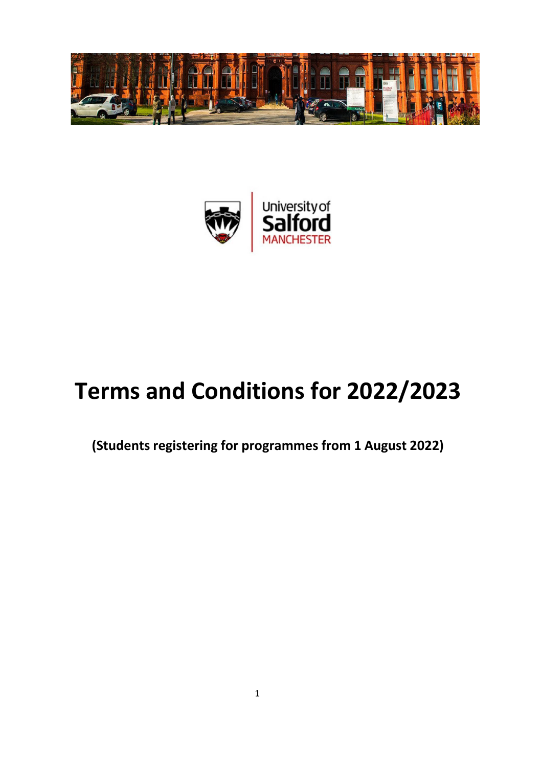# Terms and Conditions for 2022/2023

**(Students registering for programmes from 1 August 2022)**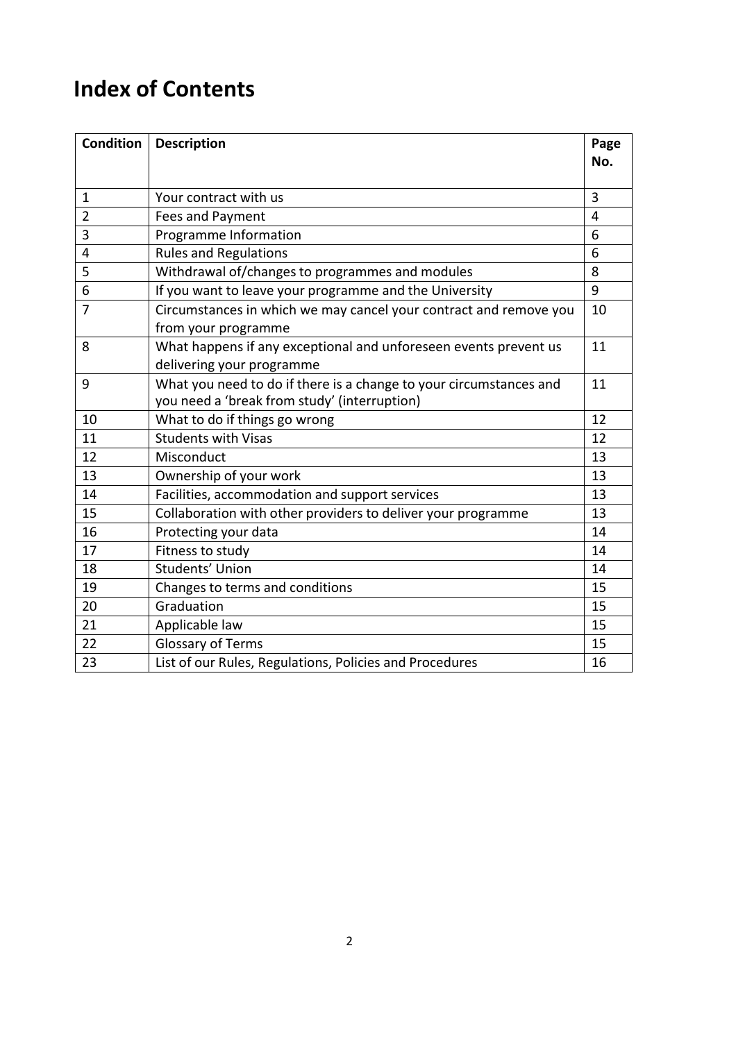# Index of Contents

| Condition | Description | Page No. |
|---|---|---|
| 1 | Your contract with us | 3 |
| 2 | Fees and Payment | 4 |
| 3 | Programme Information | 6 |
| 4 | Rules and Regulations | 6 |
| 5 | Withdrawal of/changes to programmes and modules | 8 |
| 6 | If you want to leave your programme and the University | 9 |
| 7 | Circumstances in which we may cancel your contract and remove you from your programme | 10 |
| 8 | What happens if any exceptional and unforeseen events prevent us delivering your programme | 11 |
| 9 | What you need to do if there is a change to your circumstances and you need a 'break from study' (interruption) | 11 |
| 10 | What to do if things go wrong | 12 |
| 11 | Students with Visas | 12 |
| 12 | Misconduct | 13 |
| 13 | Ownership of your work | 13 |
| 14 | Facilities, accommodation and support services | 13 |
| 15 | Collaboration with other providers to deliver your programme | 13 |
| 16 | Protecting your data | 14 |
| 17 | Fitness to study | 14 |
| 18 | Students' Union | 14 |
| 19 | Changes to terms and conditions | 15 |
| 20 | Graduation | 15 |
| 21 | Applicable law | 15 |
| 22 | Glossary of Terms | 15 |
| 23 | List of our Rules, Regulations, Policies and Procedures | 16 |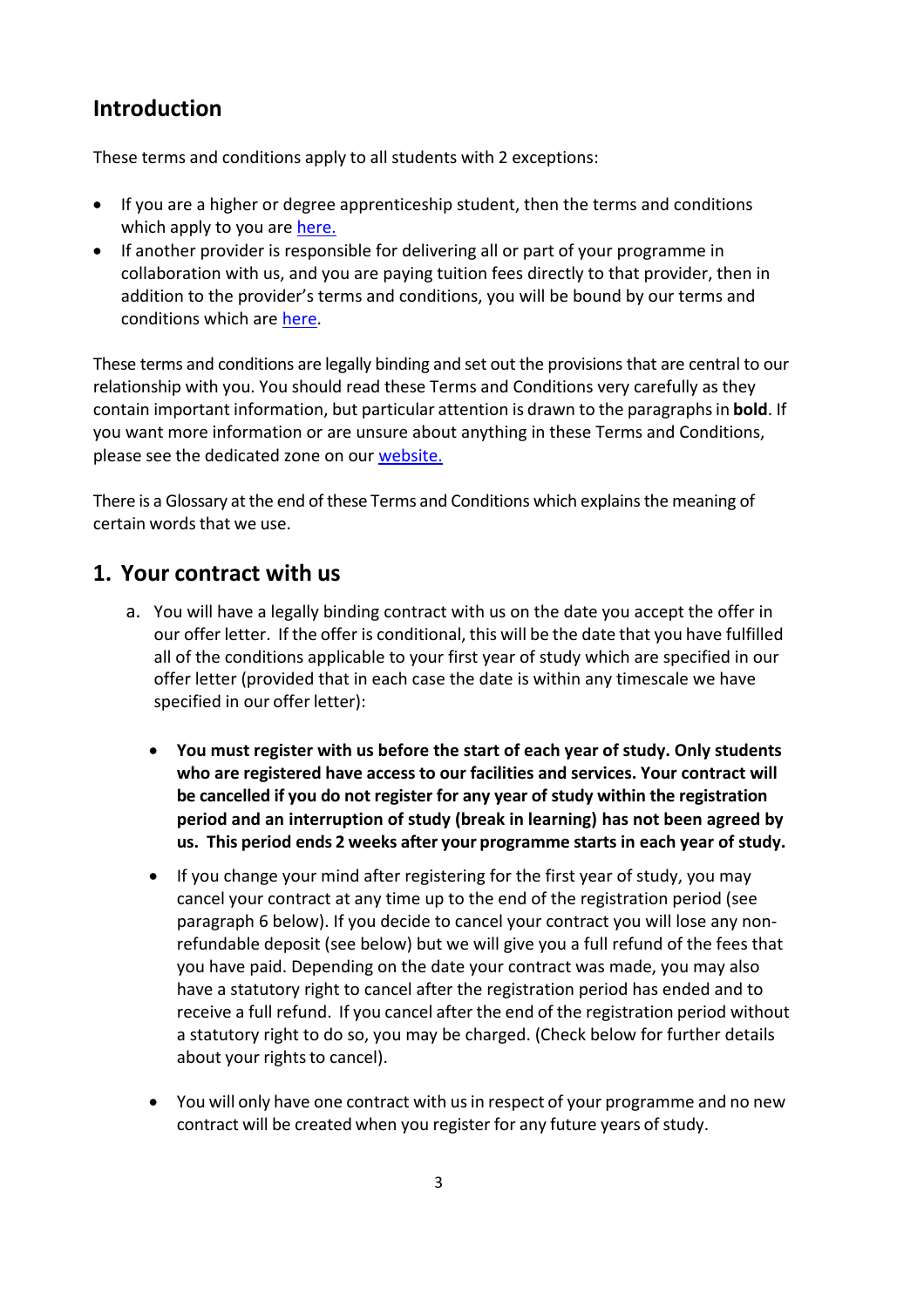## Introduction

These terms and conditions apply to all students with 2 exceptions:

- If you are a higher or degree apprenticeship student, then the terms and conditions which apply to you are here.
- If another provider is responsible for delivering all or part of your programme in collaboration with us, and you are paying tuition fees directly to that provider, then in addition to the provider's terms and conditions, you will be bound by our terms and conditions which are here.

These terms and conditions are legally binding and set out the provisions that are central to our relationship with you. You should read these Terms and Conditions very carefully as they contain important information, but particular attention is drawn to the paragraphs in **bold**. If you want more information or are unsure about anything in these Terms and Conditions, please see the dedicated zone on our website.

There is a Glossary at the end of these Terms and Conditions which explains the meaning of certain words that we use.

## 1. Your contract with us

a. You will have a legally binding contract with us on the date you accept the offer in our offer letter. If the offer is conditional, this will be the date that you have fulfilled all of the conditions applicable to your first year of study which are specified in our offer letter (provided that in each case the date is within any timescale we have specified in our offer letter):

   - **You must register with us before the start of each year of study. Only students who are registered have access to our facilities and services. Your contract will be cancelled if you do not register for any year of study within the registration period and an interruption of study (break in learning) has not been agreed by us. This period ends 2 weeks after your programme starts in each year of study.**

   - If you change your mind after registering for the first year of study, you may cancel your contract at any time up to the end of the registration period (see paragraph 6 below). If you decide to cancel your contract you will lose any non-refundable deposit (see below) but we will give you a full refund of the fees that you have paid. Depending on the date your contract was made, you may also have a statutory right to cancel after the registration period has ended and to receive a full refund. If you cancel after the end of the registration period without a statutory right to do so, you may be charged. (Check below for further details about your rights to cancel).

   - You will only have one contract with us in respect of your programme and no new contract will be created when you register for any future years of study.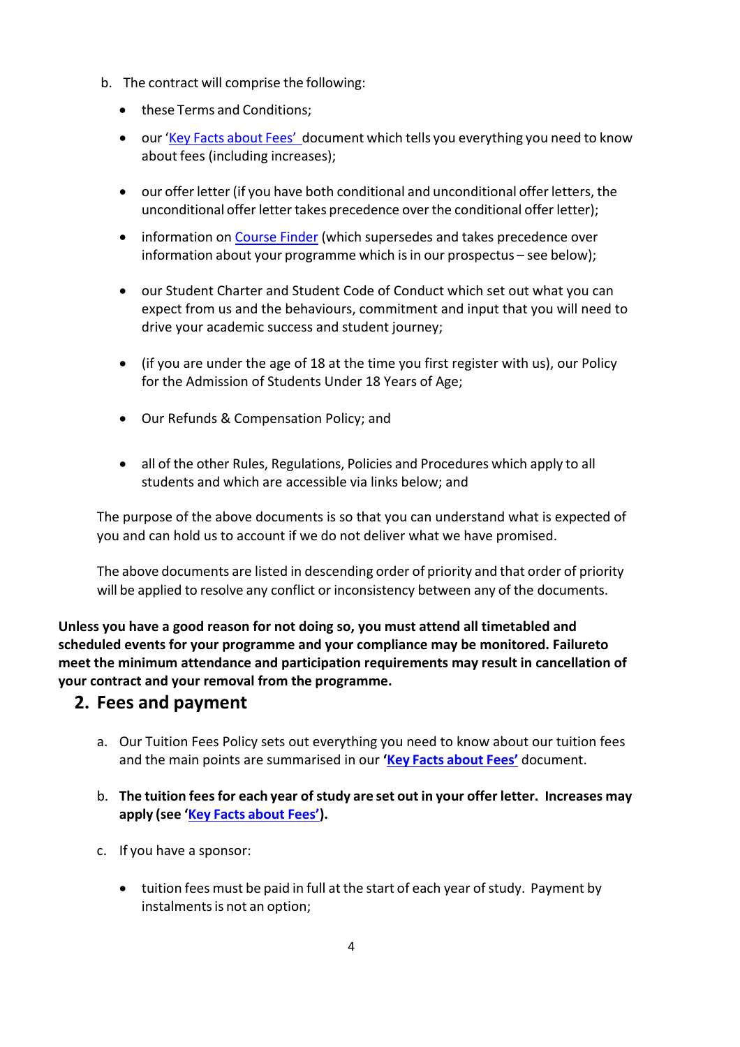b. The contract will comprise the following:

- these Terms and Conditions;
- our 'Key Facts about Fees' document which tells you everything you need to know about fees (including increases);
- our offer letter (if you have both conditional and unconditional offer letters, the unconditional offer letter takes precedence over the conditional offer letter);
- information on Course Finder (which supersedes and takes precedence over information about your programme which is in our prospectus – see below);
- our Student Charter and Student Code of Conduct which set out what you can expect from us and the behaviours, commitment and input that you will need to drive your academic success and student journey;
- (if you are under the age of 18 at the time you first register with us), our Policy for the Admission of Students Under 18 Years of Age;
- Our Refunds & Compensation Policy; and
- all of the other Rules, Regulations, Policies and Procedures which apply to all students and which are accessible via links below; and

The purpose of the above documents is so that you can understand what is expected of you and can hold us to account if we do not deliver what we have promised.

The above documents are listed in descending order of priority and that order of priority will be applied to resolve any conflict or inconsistency between any of the documents.

**Unless you have a good reason for not doing so, you must attend all timetabled and scheduled events for your programme and your compliance may be monitored. Failureto meet the minimum attendance and participation requirements may result in cancellation of your contract and your removal from the programme.**

## 2. Fees and payment

a. Our Tuition Fees Policy sets out everything you need to know about our tuition fees and the main points are summarised in our **'Key Facts about Fees'** document.

b. **The tuition fees for each year of study are set out in your offer letter. Increases may apply (see 'Key Facts about Fees').**

c. If you have a sponsor:

- tuition fees must be paid in full at the start of each year of study. Payment by instalments is not an option;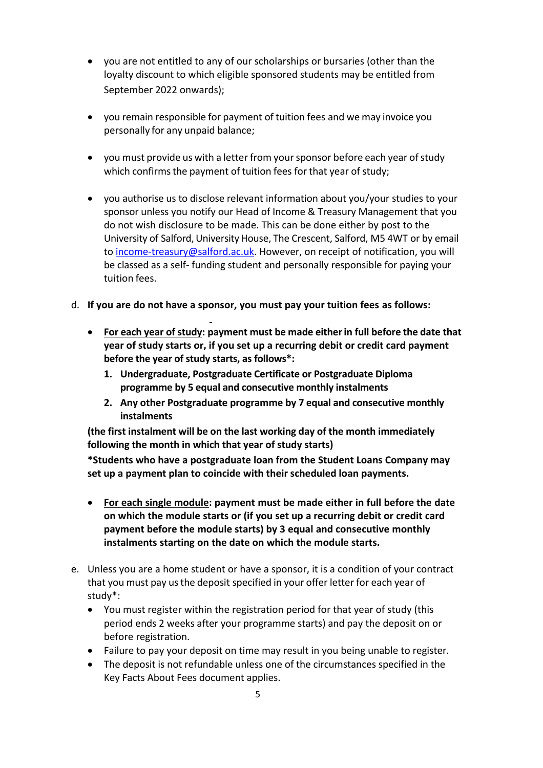- you are not entitled to any of our scholarships or bursaries (other than the loyalty discount to which eligible sponsored students may be entitled from September 2022 onwards);

- you remain responsible for payment of tuition fees and we may invoice you personally for any unpaid balance;

- you must provide us with a letter from your sponsor before each year of study which confirms the payment of tuition fees for that year of study;

- you authorise us to disclose relevant information about you/your studies to your sponsor unless you notify our Head of Income & Treasury Management that you do not wish disclosure to be made. This can be done either by post to the University of Salford, University House, The Crescent, Salford, M5 4WT or by email to [income-treasury@salford.ac.uk](mailto:income-treasury@salford.ac.uk). However, on receipt of notification, you will be classed as a self- funding student and personally responsible for paying your tuition fees.

d. **If you are do not have a sponsor, you must pay your tuition fees as follows:**

- **<u>For each year of study</u>: payment must be made either in full before the date that year of study starts or, if you set up a recurring debit or credit card payment before the year of study starts, as follows\*:**
    1. **Undergraduate, Postgraduate Certificate or Postgraduate Diploma programme by 5 equal and consecutive monthly instalments**
    2. **Any other Postgraduate programme by 7 equal and consecutive monthly instalments**

**(the first instalment will be on the last working day of the month immediately following the month in which that year of study starts)**

**\*Students who have a postgraduate loan from the Student Loans Company may set up a payment plan to coincide with their scheduled loan payments.**

- **<u>For each single module</u>: payment must be made either in full before the date on which the module starts or (if you set up a recurring debit or credit card payment before the module starts) by 3 equal and consecutive monthly instalments starting on the date on which the module starts.**

e. Unless you are a home student or have a sponsor, it is a condition of your contract that you must pay us the deposit specified in your offer letter for each year of study*:

- You must register within the registration period for that year of study (this period ends 2 weeks after your programme starts) and pay the deposit on or before registration.
- Failure to pay your deposit on time may result in you being unable to register.
- The deposit is not refundable unless one of the circumstances specified in the Key Facts About Fees document applies.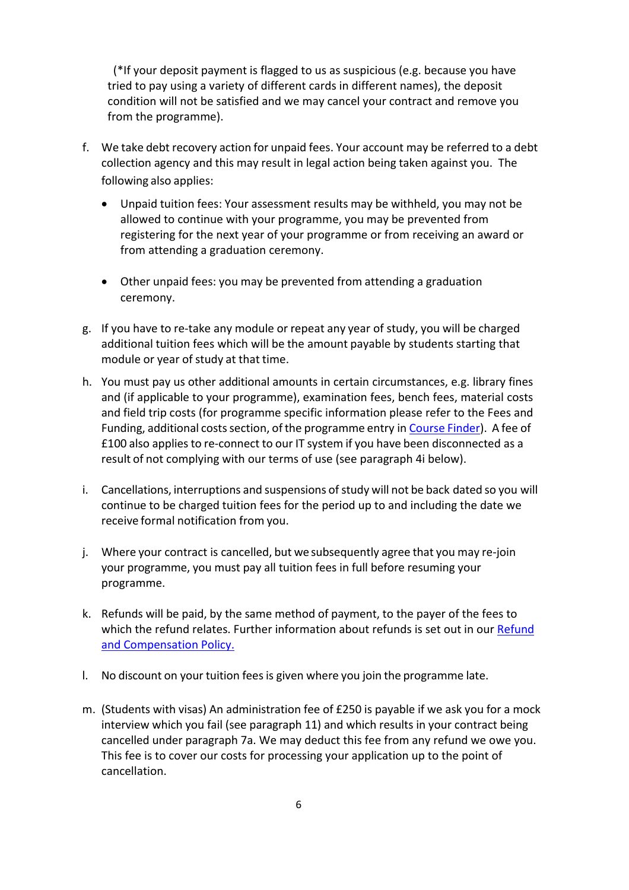(*If your deposit payment is flagged to us as suspicious (e.g. because you have tried to pay using a variety of different cards in different names), the deposit condition will not be satisfied and we may cancel your contract and remove you from the programme).

f. We take debt recovery action for unpaid fees. Your account may be referred to a debt collection agency and this may result in legal action being taken against you. The following also applies:

    - Unpaid tuition fees: Your assessment results may be withheld, you may not be allowed to continue with your programme, you may be prevented from registering for the next year of your programme or from receiving an award or from attending a graduation ceremony.

    - Other unpaid fees: you may be prevented from attending a graduation ceremony.

g. If you have to re-take any module or repeat any year of study, you will be charged additional tuition fees which will be the amount payable by students starting that module or year of study at that time.

h. You must pay us other additional amounts in certain circumstances, e.g. library fines and (if applicable to your programme), examination fees, bench fees, material costs and field trip costs (for programme specific information please refer to the Fees and Funding, additional costs section, of the programme entry in Course Finder). A fee of £100 also applies to re-connect to our IT system if you have been disconnected as a result of not complying with our terms of use (see paragraph 4i below).

i. Cancellations, interruptions and suspensions of study will not be back dated so you will continue to be charged tuition fees for the period up to and including the date we receive formal notification from you.

j. Where your contract is cancelled, but we subsequently agree that you may re-join your programme, you must pay all tuition fees in full before resuming your programme.

k. Refunds will be paid, by the same method of payment, to the payer of the fees to which the refund relates. Further information about refunds is set out in our Refund and Compensation Policy.

l. No discount on your tuition fees is given where you join the programme late.

m. (Students with visas) An administration fee of £250 is payable if we ask you for a mock interview which you fail (see paragraph 11) and which results in your contract being cancelled under paragraph 7a. We may deduct this fee from any refund we owe you. This fee is to cover our costs for processing your application up to the point of cancellation.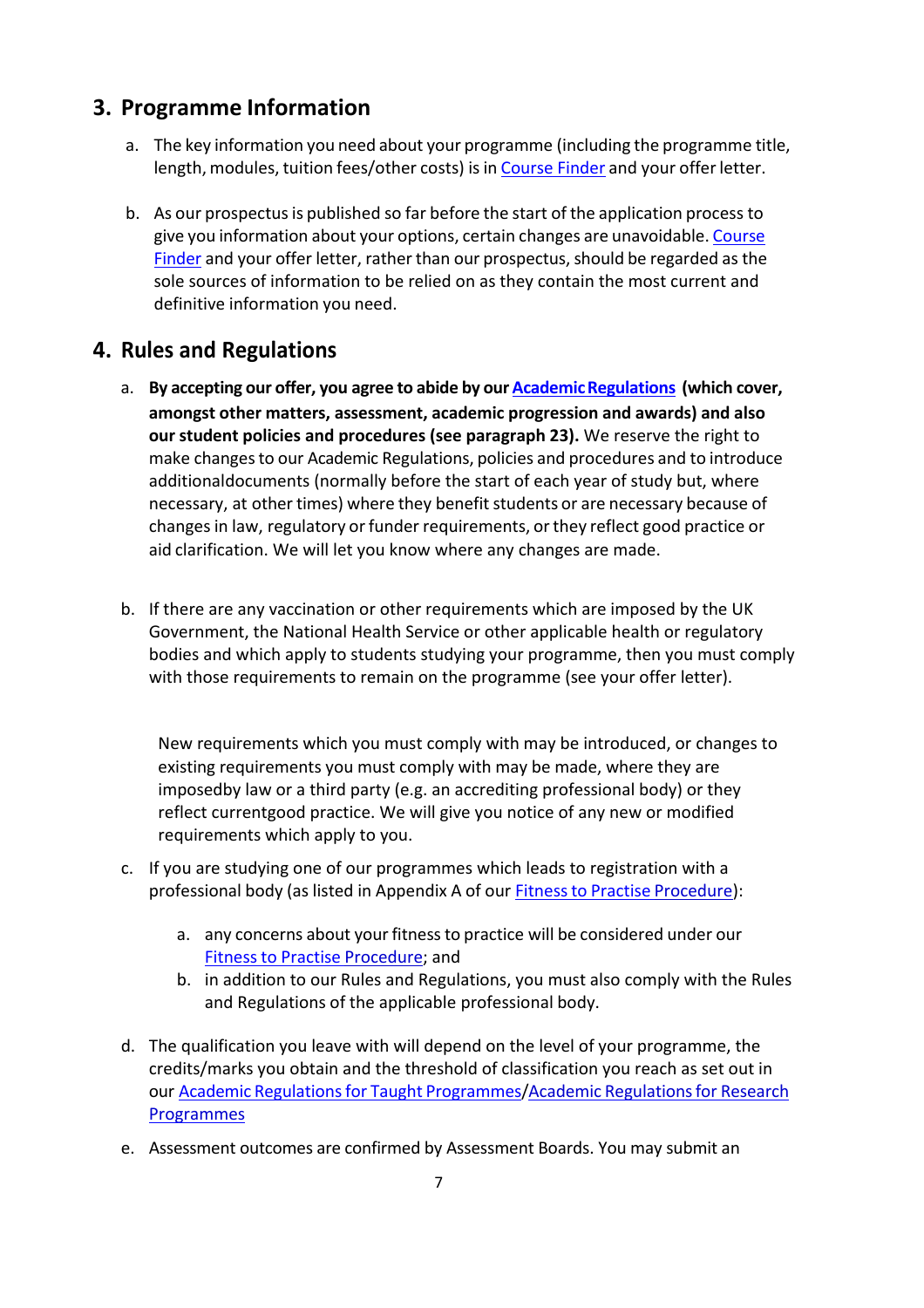## 3. Programme Information

a. The key information you need about your programme (including the programme title, length, modules, tuition fees/other costs) is in Course Finder and your offer letter.

b. As our prospectus is published so far before the start of the application process to give you information about your options, certain changes are unavoidable. Course Finder and your offer letter, rather than our prospectus, should be regarded as the sole sources of information to be relied on as they contain the most current and definitive information you need.

## 4. Rules and Regulations

a. **By accepting our offer, you agree to abide by our Academic Regulations (which cover, amongst other matters, assessment, academic progression and awards) and also our student policies and procedures (see paragraph 23).** We reserve the right to make changes to our Academic Regulations, policies and procedures and to introduce additionaldocuments (normally before the start of each year of study but, where necessary, at other times) where they benefit students or are necessary because of changes in law, regulatory or funder requirements, or they reflect good practice or aid clarification. We will let you know where any changes are made.

b. If there are any vaccination or other requirements which are imposed by the UK Government, the National Health Service or other applicable health or regulatory bodies and which apply to students studying your programme, then you must comply with those requirements to remain on the programme (see your offer letter).

   New requirements which you must comply with may be introduced, or changes to existing requirements you must comply with may be made, where they are imposedby law or a third party (e.g. an accrediting professional body) or they reflect currentgood practice. We will give you notice of any new or modified requirements which apply to you.

c. If you are studying one of our programmes which leads to registration with a professional body (as listed in Appendix A of our Fitness to Practise Procedure):

   a. any concerns about your fitness to practice will be considered under our Fitness to Practise Procedure; and
   b. in addition to our Rules and Regulations, you must also comply with the Rules and Regulations of the applicable professional body.

d. The qualification you leave with will depend on the level of your programme, the credits/marks you obtain and the threshold of classification you reach as set out in our Academic Regulations for Taught Programmes/Academic Regulations for Research Programmes

e. Assessment outcomes are confirmed by Assessment Boards. You may submit an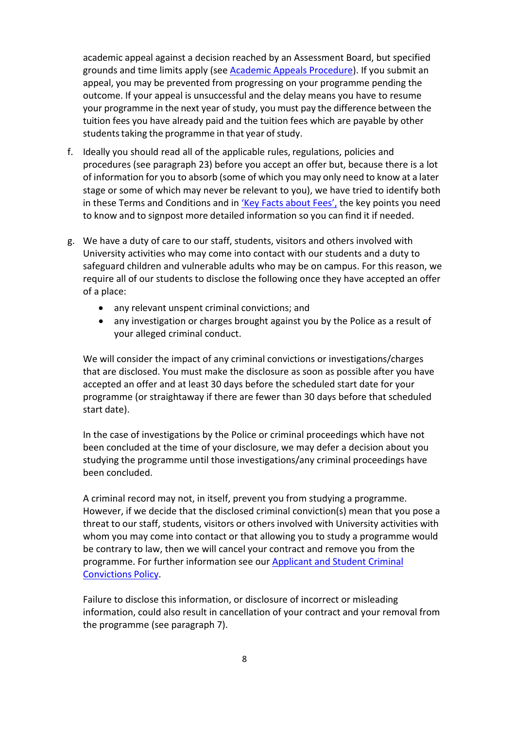academic appeal against a decision reached by an Assessment Board, but specified grounds and time limits apply (see [Academic Appeals Procedure]). If you submit an appeal, you may be prevented from progressing on your programme pending the outcome. If your appeal is unsuccessful and the delay means you have to resume your programme in the next year of study, you must pay the difference between the tuition fees you have already paid and the tuition fees which are payable by other students taking the programme in that year of study.

f. Ideally you should read all of the applicable rules, regulations, policies and procedures (see paragraph 23) before you accept an offer but, because there is a lot of information for you to absorb (some of which you may only need to know at a later stage or some of which may never be relevant to you), we have tried to identify both in these Terms and Conditions and in ['Key Facts about Fees',] the key points you need to know and to signpost more detailed information so you can find it if needed.

g. We have a duty of care to our staff, students, visitors and others involved with University activities who may come into contact with our students and a duty to safeguard children and vulnerable adults who may be on campus. For this reason, we require all of our students to disclose the following once they have accepted an offer of a place:

   - any relevant unspent criminal convictions; and
   - any investigation or charges brought against you by the Police as a result of your alleged criminal conduct.

   We will consider the impact of any criminal convictions or investigations/charges that are disclosed. You must make the disclosure as soon as possible after you have accepted an offer and at least 30 days before the scheduled start date for your programme (or straightaway if there are fewer than 30 days before that scheduled start date).

   In the case of investigations by the Police or criminal proceedings which have not been concluded at the time of your disclosure, we may defer a decision about you studying the programme until those investigations/any criminal proceedings have been concluded.

   A criminal record may not, in itself, prevent you from studying a programme. However, if we decide that the disclosed criminal conviction(s) mean that you pose a threat to our staff, students, visitors or others involved with University activities with whom you may come into contact or that allowing you to study a programme would be contrary to law, then we will cancel your contract and remove you from the programme. For further information see our [Applicant and Student Criminal Convictions Policy].

   Failure to disclose this information, or disclosure of incorrect or misleading information, could also result in cancellation of your contract and your removal from the programme (see paragraph 7).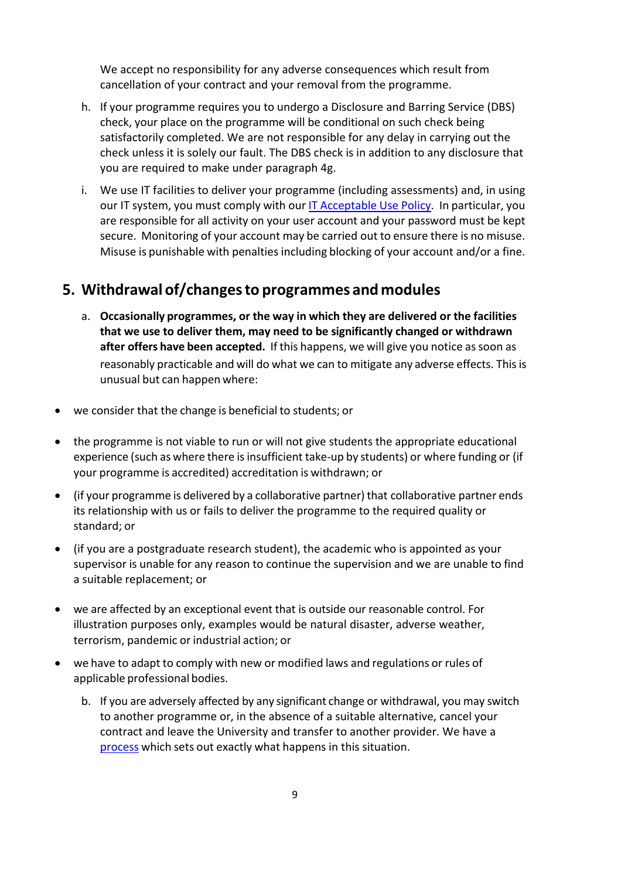We accept no responsibility for any adverse consequences which result from cancellation of your contract and your removal from the programme.

h. If your programme requires you to undergo a Disclosure and Barring Service (DBS) check, your place on the programme will be conditional on such check being satisfactorily completed. We are not responsible for any delay in carrying out the check unless it is solely our fault. The DBS check is in addition to any disclosure that you are required to make under paragraph 4g.

i. We use IT facilities to deliver your programme (including assessments) and, in using our IT system, you must comply with our IT Acceptable Use Policy. In particular, you are responsible for all activity on your user account and your password must be kept secure. Monitoring of your account may be carried out to ensure there is no misuse. Misuse is punishable with penalties including blocking of your account and/or a fine.

## 5. Withdrawal of/changes to programmes and modules

a. **Occasionally programmes, or the way in which they are delivered or the facilities that we use to deliver them, may need to be significantly changed or withdrawn after offers have been accepted.** If this happens, we will give you notice as soon as reasonably practicable and will do what we can to mitigate any adverse effects. This is unusual but can happen where:

- we consider that the change is beneficial to students; or
- the programme is not viable to run or will not give students the appropriate educational experience (such as where there is insufficient take-up by students) or where funding or (if your programme is accredited) accreditation is withdrawn; or
- (if your programme is delivered by a collaborative partner) that collaborative partner ends its relationship with us or fails to deliver the programme to the required quality or standard; or
- (if you are a postgraduate research student), the academic who is appointed as your supervisor is unable for any reason to continue the supervision and we are unable to find a suitable replacement; or
- we are affected by an exceptional event that is outside our reasonable control. For illustration purposes only, examples would be natural disaster, adverse weather, terrorism, pandemic or industrial action; or
- we have to adapt to comply with new or modified laws and regulations or rules of applicable professional bodies.

b. If you are adversely affected by any significant change or withdrawal, you may switch to another programme or, in the absence of a suitable alternative, cancel your contract and leave the University and transfer to another provider. We have a process which sets out exactly what happens in this situation.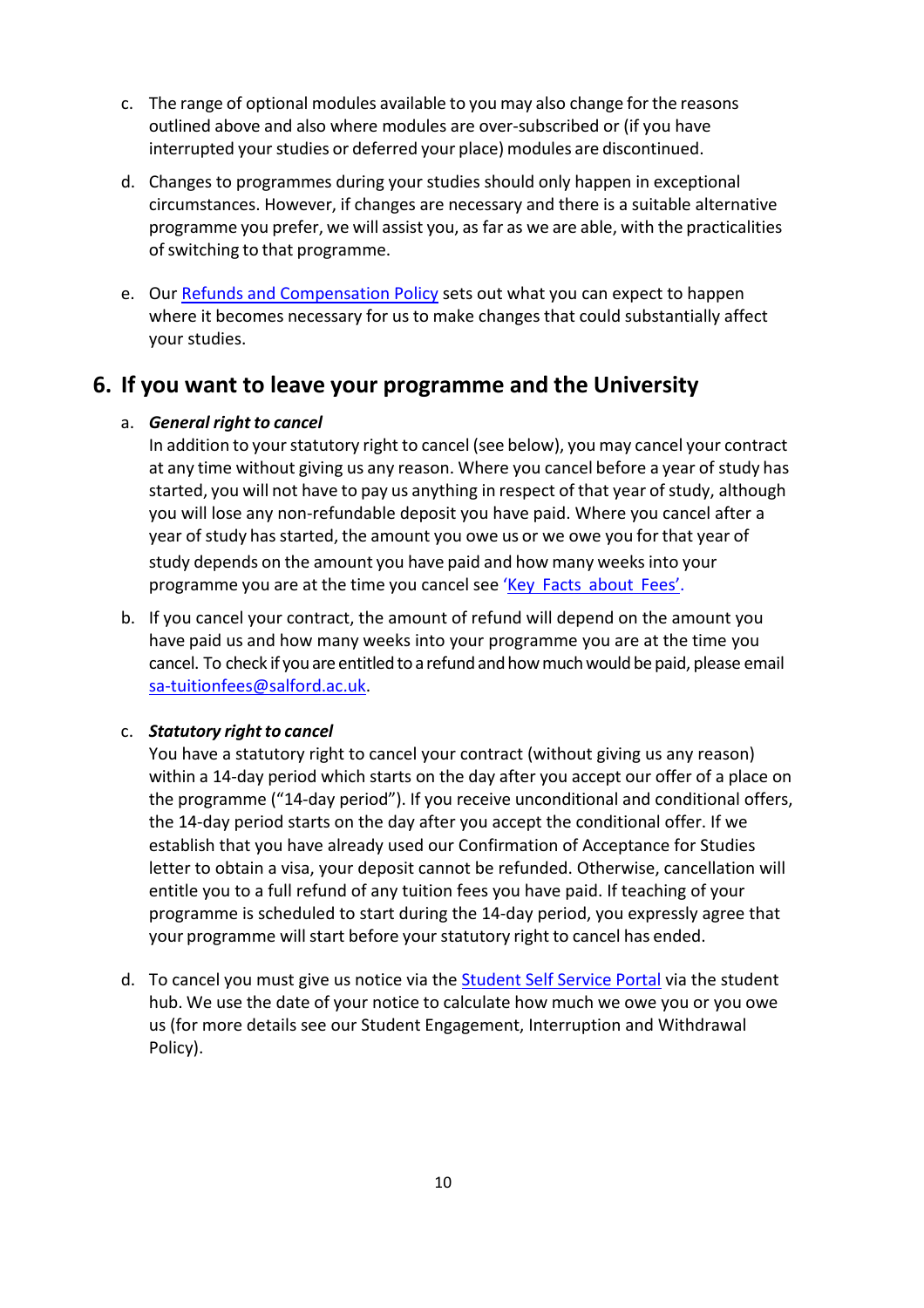c. The range of optional modules available to you may also change for the reasons outlined above and also where modules are over-subscribed or (if you have interrupted your studies or deferred your place) modules are discontinued.

d. Changes to programmes during your studies should only happen in exceptional circumstances. However, if changes are necessary and there is a suitable alternative programme you prefer, we will assist you, as far as we are able, with the practicalities of switching to that programme.

e. Our [Refunds and Compensation Policy] sets out what you can expect to happen where it becomes necessary for us to make changes that could substantially affect your studies.

## 6. If you want to leave your programme and the University

a. ***General right to cancel***
In addition to your statutory right to cancel (see below), you may cancel your contract at any time without giving us any reason. Where you cancel before a year of study has started, you will not have to pay us anything in respect of that year of study, although you will lose any non-refundable deposit you have paid. Where you cancel after a year of study has started, the amount you owe us or we owe you for that year of study depends on the amount you have paid and how many weeks into your programme you are at the time you cancel see 'Key Facts about Fees'.

b. If you cancel your contract, the amount of refund will depend on the amount you have paid us and how many weeks into your programme you are at the time you cancel. To check if you are entitled to a refund and how much would be paid, please email sa-tuitionfees@salford.ac.uk.

c. ***Statutory right to cancel***
You have a statutory right to cancel your contract (without giving us any reason) within a 14-day period which starts on the day after you accept our offer of a place on the programme ("14-day period"). If you receive unconditional and conditional offers, the 14-day period starts on the day after you accept the conditional offer. If we establish that you have already used our Confirmation of Acceptance for Studies letter to obtain a visa, your deposit cannot be refunded. Otherwise, cancellation will entitle you to a full refund of any tuition fees you have paid. If teaching of your programme is scheduled to start during the 14-day period, you expressly agree that your programme will start before your statutory right to cancel has ended.

d. To cancel you must give us notice via the Student Self Service Portal via the student hub. We use the date of your notice to calculate how much we owe you or you owe us (for more details see our Student Engagement, Interruption and Withdrawal Policy).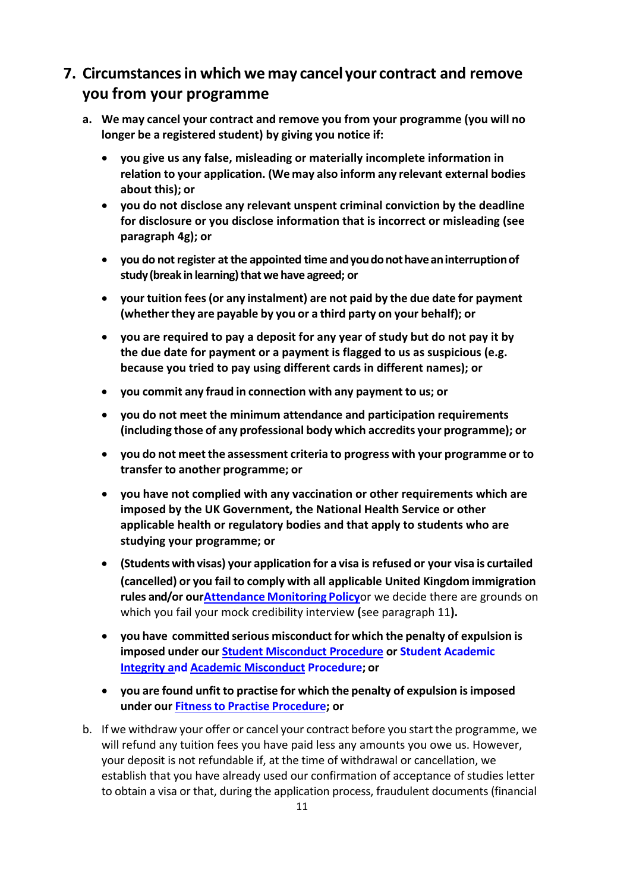## 7. Circumstances in which we may cancel your contract and remove you from your programme

a. **We may cancel your contract and remove you from your programme (you will no longer be a registered student) by giving you notice if:**

- **you give us any false, misleading or materially incomplete information in relation to your application. (We may also inform any relevant external bodies about this); or**
- **you do not disclose any relevant unspent criminal conviction by the deadline for disclosure or you disclose information that is incorrect or misleading (see paragraph 4g); or**
- **you do not register at the appointed time and you do not have an interruption of study (break in learning) that we have agreed; or**
- **your tuition fees (or any instalment) are not paid by the due date for payment (whether they are payable by you or a third party on your behalf); or**
- **you are required to pay a deposit for any year of study but do not pay it by the due date for payment or a payment is flagged to us as suspicious (e.g. because you tried to pay using different cards in different names); or**
- **you commit any fraud in connection with any payment to us; or**
- **you do not meet the minimum attendance and participation requirements (including those of any professional body which accredits your programme); or**
- **you do not meet the assessment criteria to progress with your programme or to transfer to another programme; or**
- **you have not complied with any vaccination or other requirements which are imposed by the UK Government, the National Health Service or other applicable health or regulatory bodies and that apply to students who are studying your programme; or**
- **(Students with visas) your application for a visa is refused or your visa is curtailed (cancelled) or you fail to comply with all applicable United Kingdom immigration rules and/or our Attendance Monitoring Policy** or we decide there are grounds on which you fail your mock credibility interview **(**see paragraph 11**).**
- **you have committed serious misconduct for which the penalty of expulsion is imposed under our Student Misconduct Procedure or Student Academic Integrity and Academic Misconduct Procedure; or**
- **you are found unfit to practise for which the penalty of expulsion is imposed under our Fitness to Practise Procedure; or**

b. If we withdraw your offer or cancel your contract before you start the programme, we will refund any tuition fees you have paid less any amounts you owe us. However, your deposit is not refundable if, at the time of withdrawal or cancellation, we establish that you have already used our confirmation of acceptance of studies letter to obtain a visa or that, during the application process, fraudulent documents (financial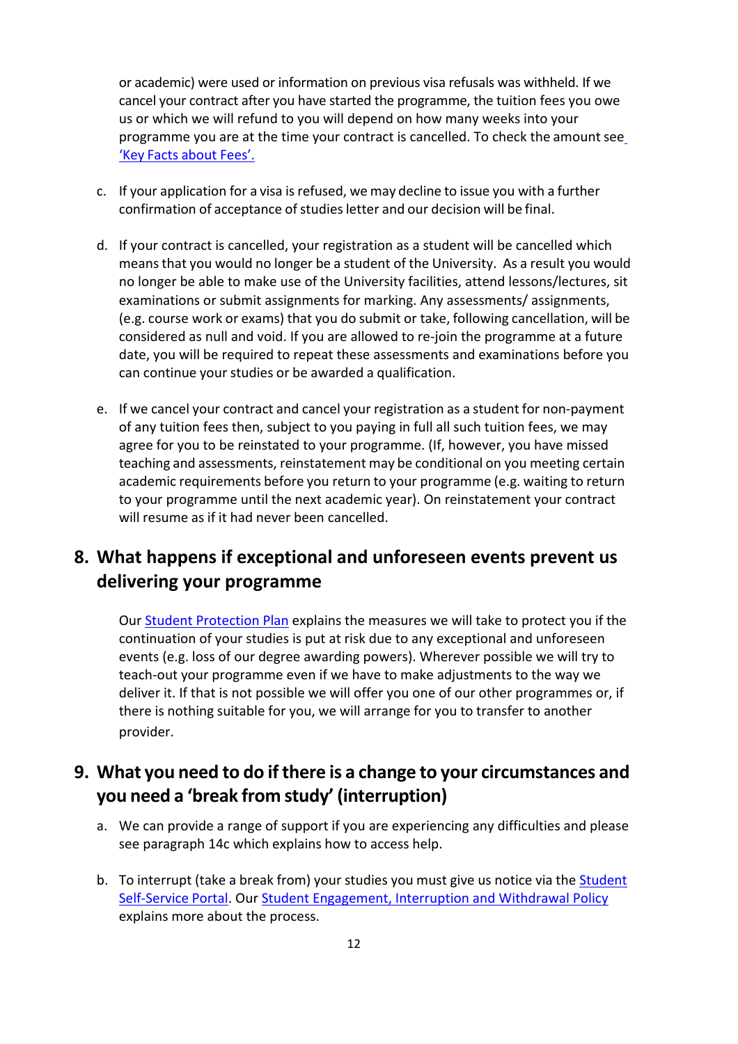or academic) were used or information on previous visa refusals was withheld. If we cancel your contract after you have started the programme, the tuition fees you owe us or which we will refund to you will depend on how many weeks into your programme you are at the time your contract is cancelled. To check the amount see 'Key Facts about Fees'.

c. If your application for a visa is refused, we may decline to issue you with a further confirmation of acceptance of studies letter and our decision will be final.

d. If your contract is cancelled, your registration as a student will be cancelled which means that you would no longer be a student of the University. As a result you would no longer be able to make use of the University facilities, attend lessons/lectures, sit examinations or submit assignments for marking. Any assessments/ assignments, (e.g. course work or exams) that you do submit or take, following cancellation, will be considered as null and void. If you are allowed to re-join the programme at a future date, you will be required to repeat these assessments and examinations before you can continue your studies or be awarded a qualification.

e. If we cancel your contract and cancel your registration as a student for non-payment of any tuition fees then, subject to you paying in full all such tuition fees, we may agree for you to be reinstated to your programme. (If, however, you have missed teaching and assessments, reinstatement may be conditional on you meeting certain academic requirements before you return to your programme (e.g. waiting to return to your programme until the next academic year). On reinstatement your contract will resume as if it had never been cancelled.

## 8. What happens if exceptional and unforeseen events prevent us delivering your programme

Our Student Protection Plan explains the measures we will take to protect you if the continuation of your studies is put at risk due to any exceptional and unforeseen events (e.g. loss of our degree awarding powers). Wherever possible we will try to teach-out your programme even if we have to make adjustments to the way we deliver it. If that is not possible we will offer you one of our other programmes or, if there is nothing suitable for you, we will arrange for you to transfer to another provider.

## 9. What you need to do if there is a change to your circumstances and you need a 'break from study' (interruption)

a. We can provide a range of support if you are experiencing any difficulties and please see paragraph 14c which explains how to access help.

b. To interrupt (take a break from) your studies you must give us notice via the Student Self-Service Portal. Our Student Engagement, Interruption and Withdrawal Policy explains more about the process.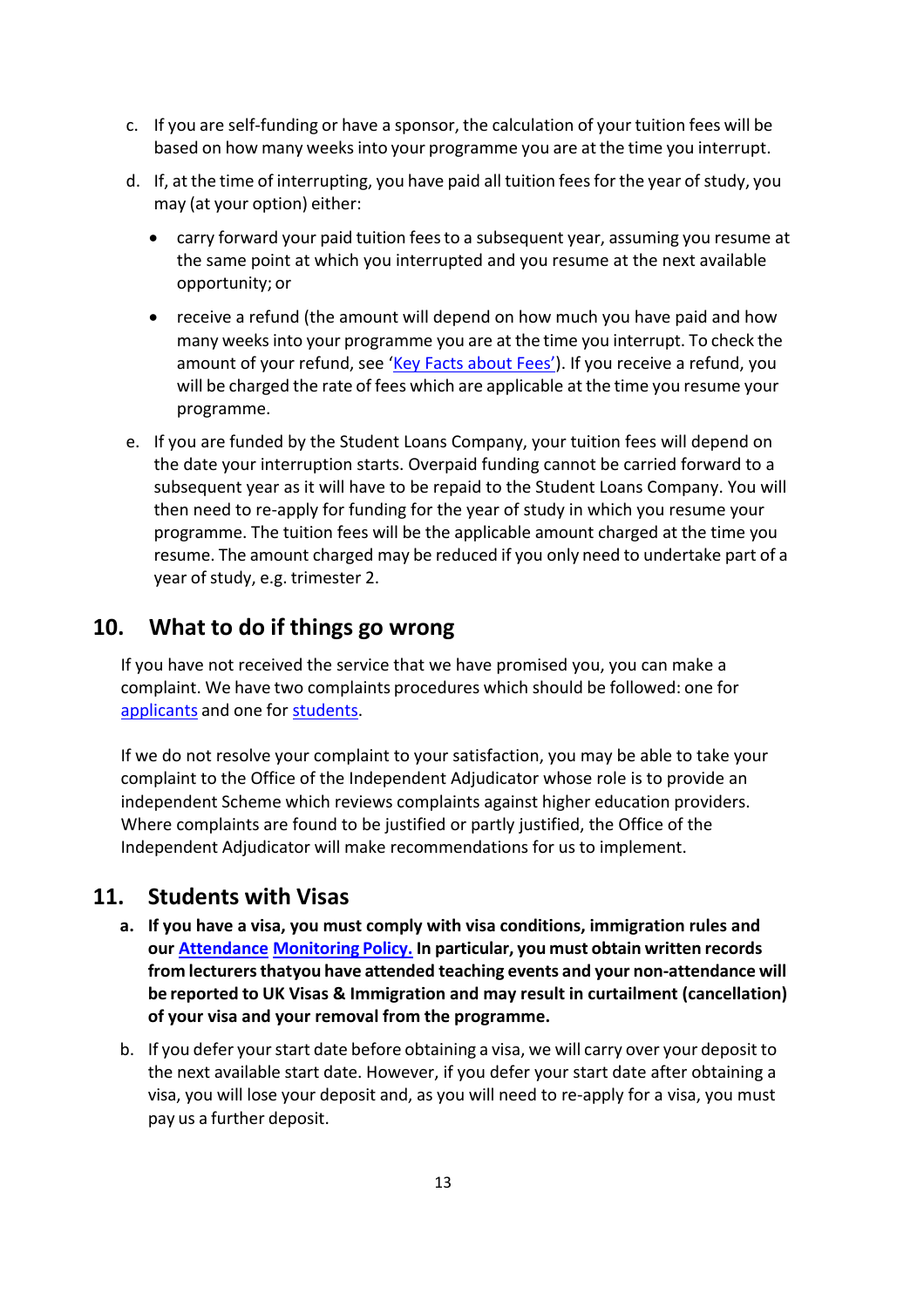c. If you are self-funding or have a sponsor, the calculation of your tuition fees will be based on how many weeks into your programme you are at the time you interrupt.

d. If, at the time of interrupting, you have paid all tuition fees for the year of study, you may (at your option) either:

   - carry forward your paid tuition fees to a subsequent year, assuming you resume at the same point at which you interrupted and you resume at the next available opportunity; or

   - receive a refund (the amount will depend on how much you have paid and how many weeks into your programme you are at the time you interrupt. To check the amount of your refund, see 'Key Facts about Fees'). If you receive a refund, you will be charged the rate of fees which are applicable at the time you resume your programme.

e. If you are funded by the Student Loans Company, your tuition fees will depend on the date your interruption starts. Overpaid funding cannot be carried forward to a subsequent year as it will have to be repaid to the Student Loans Company. You will then need to re-apply for funding for the year of study in which you resume your programme. The tuition fees will be the applicable amount charged at the time you resume. The amount charged may be reduced if you only need to undertake part of a year of study, e.g. trimester 2.

## 10. What to do if things go wrong

If you have not received the service that we have promised you, you can make a complaint. We have two complaints procedures which should be followed: one for applicants and one for students.

If we do not resolve your complaint to your satisfaction, you may be able to take your complaint to the Office of the Independent Adjudicator whose role is to provide an independent Scheme which reviews complaints against higher education providers. Where complaints are found to be justified or partly justified, the Office of the Independent Adjudicator will make recommendations for us to implement.

## 11. Students with Visas

a. **If you have a visa, you must comply with visa conditions, immigration rules and our Attendance Monitoring Policy. In particular, you must obtain written records from lecturers thatyou have attended teaching events and your non-attendance will be reported to UK Visas & Immigration and may result in curtailment (cancellation) of your visa and your removal from the programme.**

b. If you defer your start date before obtaining a visa, we will carry over your deposit to the next available start date. However, if you defer your start date after obtaining a visa, you will lose your deposit and, as you will need to re-apply for a visa, you must pay us a further deposit.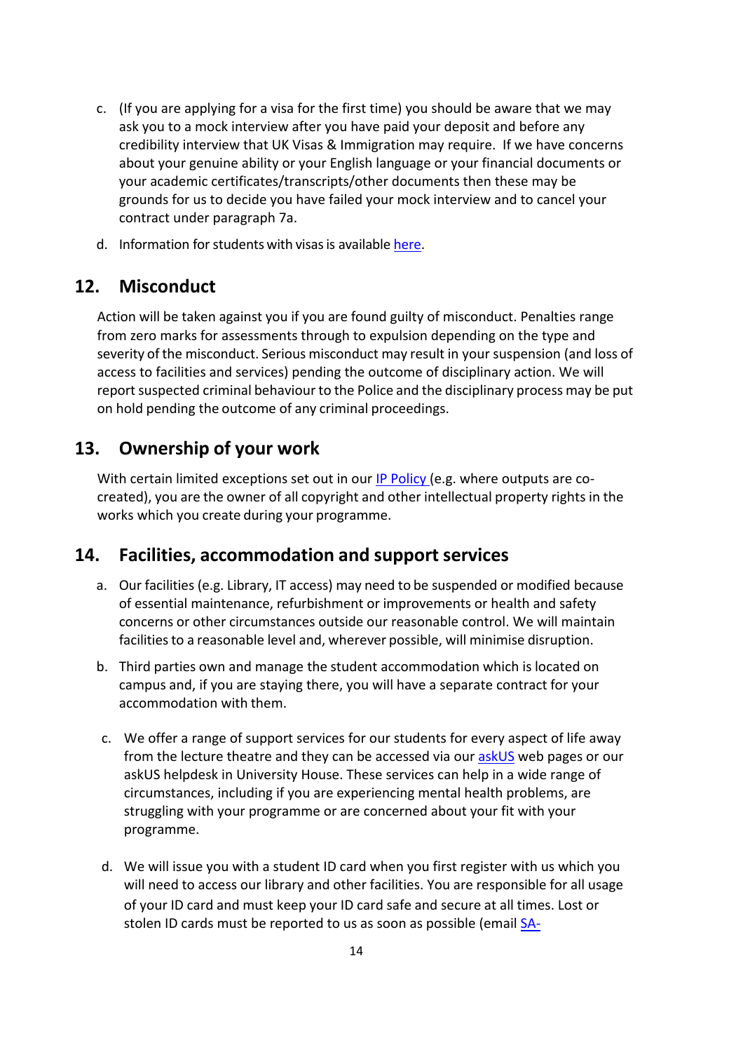c. (If you are applying for a visa for the first time) you should be aware that we may ask you to a mock interview after you have paid your deposit and before any credibility interview that UK Visas & Immigration may require. If we have concerns about your genuine ability or your English language or your financial documents or your academic certificates/transcripts/other documents then these may be grounds for us to decide you have failed your mock interview and to cancel your contract under paragraph 7a.

d. Information for students with visas is available here.

## 12. Misconduct

Action will be taken against you if you are found guilty of misconduct. Penalties range from zero marks for assessments through to expulsion depending on the type and severity of the misconduct. Serious misconduct may result in your suspension (and loss of access to facilities and services) pending the outcome of disciplinary action. We will report suspected criminal behaviour to the Police and the disciplinary process may be put on hold pending the outcome of any criminal proceedings.

## 13. Ownership of your work

With certain limited exceptions set out in our IP Policy (e.g. where outputs are co-created), you are the owner of all copyright and other intellectual property rights in the works which you create during your programme.

## 14. Facilities, accommodation and support services

a. Our facilities (e.g. Library, IT access) may need to be suspended or modified because of essential maintenance, refurbishment or improvements or health and safety concerns or other circumstances outside our reasonable control. We will maintain facilities to a reasonable level and, wherever possible, will minimise disruption.

b. Third parties own and manage the student accommodation which is located on campus and, if you are staying there, you will have a separate contract for your accommodation with them.

c. We offer a range of support services for our students for every aspect of life away from the lecture theatre and they can be accessed via our askUS web pages or our askUS helpdesk in University House. These services can help in a wide range of circumstances, including if you are experiencing mental health problems, are struggling with your programme or are concerned about your fit with your programme.

d. We will issue you with a student ID card when you first register with us which you will need to access our library and other facilities. You are responsible for all usage of your ID card and must keep your ID card safe and secure at all times. Lost or stolen ID cards must be reported to us as soon as possible (email SA-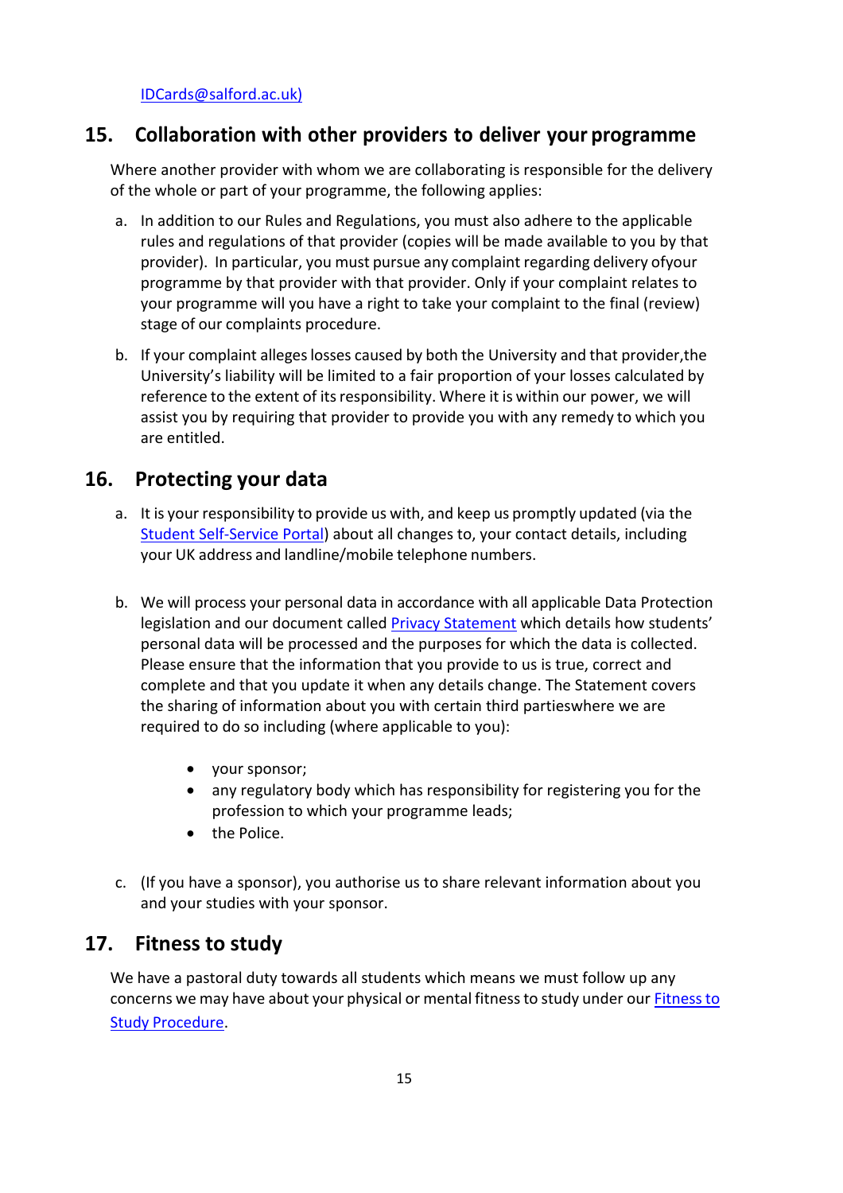IDCards@salford.ac.uk)

## 15. Collaboration with other providers to deliver your programme

Where another provider with whom we are collaborating is responsible for the delivery of the whole or part of your programme, the following applies:

a. In addition to our Rules and Regulations, you must also adhere to the applicable rules and regulations of that provider (copies will be made available to you by that provider). In particular, you must pursue any complaint regarding delivery ofyour programme by that provider with that provider. Only if your complaint relates to your programme will you have a right to take your complaint to the final (review) stage of our complaints procedure.

b. If your complaint alleges losses caused by both the University and that provider,the University's liability will be limited to a fair proportion of your losses calculated by reference to the extent of its responsibility. Where it is within our power, we will assist you by requiring that provider to provide you with any remedy to which you are entitled.

## 16. Protecting your data

a. It is your responsibility to provide us with, and keep us promptly updated (via the Student Self-Service Portal) about all changes to, your contact details, including your UK address and landline/mobile telephone numbers.

b. We will process your personal data in accordance with all applicable Data Protection legislation and our document called Privacy Statement which details how students' personal data will be processed and the purposes for which the data is collected. Please ensure that the information that you provide to us is true, correct and complete and that you update it when any details change. The Statement covers the sharing of information about you with certain third partieswhere we are required to do so including (where applicable to you):

   - your sponsor;
   - any regulatory body which has responsibility for registering you for the profession to which your programme leads;
   - the Police.

c. (If you have a sponsor), you authorise us to share relevant information about you and your studies with your sponsor.

## 17. Fitness to study

We have a pastoral duty towards all students which means we must follow up any concerns we may have about your physical or mental fitness to study under our Fitness to Study Procedure.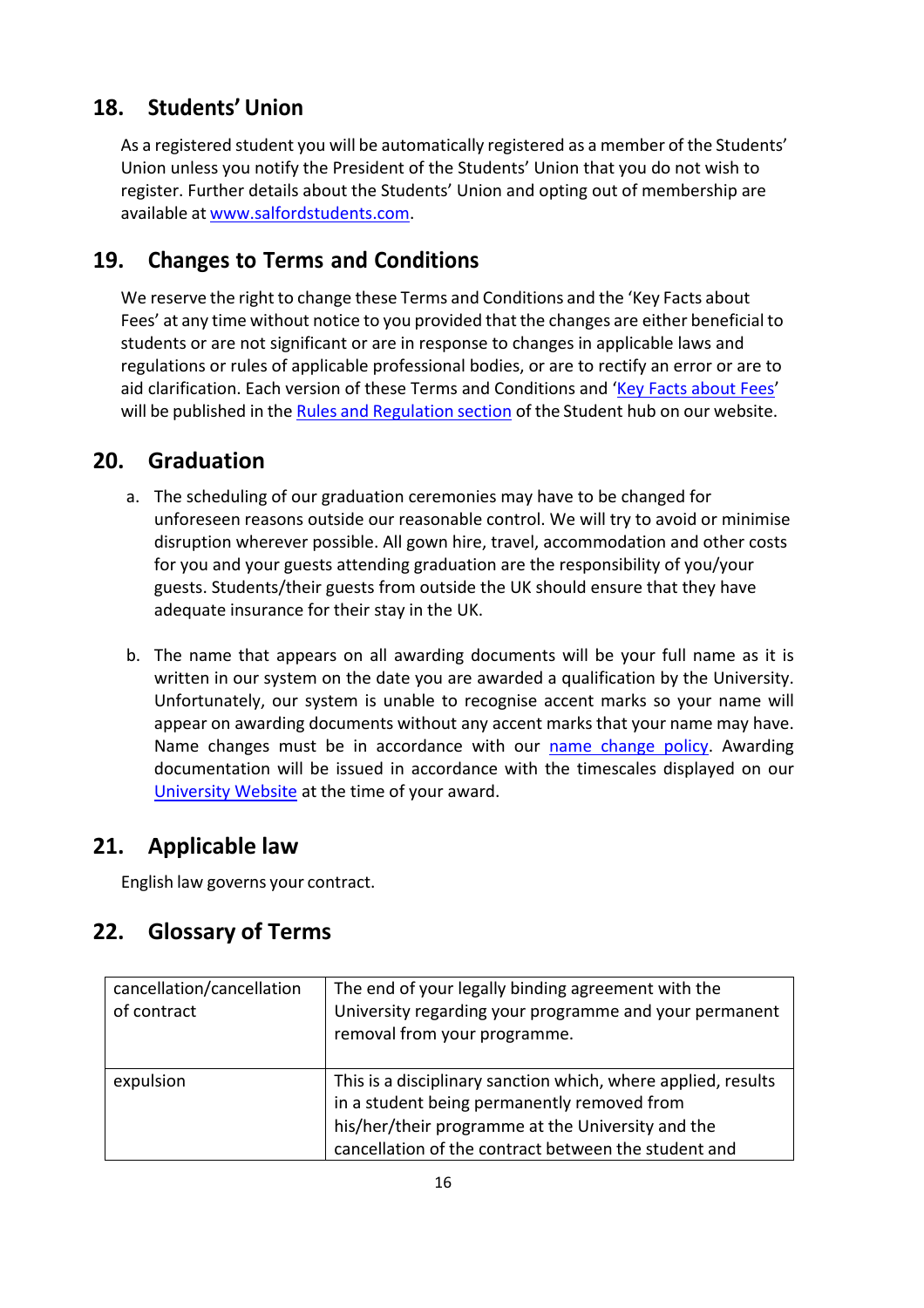## 18. Students' Union

As a registered student you will be automatically registered as a member of the Students' Union unless you notify the President of the Students' Union that you do not wish to register. Further details about the Students' Union and opting out of membership are available at [www.salfordstudents.com](www.salfordstudents.com).

## 19. Changes to Terms and Conditions

We reserve the right to change these Terms and Conditions and the 'Key Facts about Fees' at any time without notice to you provided that the changes are either beneficial to students or are not significant or are in response to changes in applicable laws and regulations or rules of applicable professional bodies, or are to rectify an error or are to aid clarification. Each version of these Terms and Conditions and 'Key Facts about Fees' will be published in the Rules and Regulation section of the Student hub on our website.

## 20. Graduation

a. The scheduling of our graduation ceremonies may have to be changed for unforeseen reasons outside our reasonable control. We will try to avoid or minimise disruption wherever possible. All gown hire, travel, accommodation and other costs for you and your guests attending graduation are the responsibility of you/your guests. Students/their guests from outside the UK should ensure that they have adequate insurance for their stay in the UK.

b. The name that appears on all awarding documents will be your full name as it is written in our system on the date you are awarded a qualification by the University. Unfortunately, our system is unable to recognise accent marks so your name will appear on awarding documents without any accent marks that your name may have. Name changes must be in accordance with our name change policy. Awarding documentation will be issued in accordance with the timescales displayed on our University Website at the time of your award.

## 21. Applicable law

English law governs your contract.

## 22. Glossary of Terms

| | |
|---|---|
| cancellation/cancellation of contract | The end of your legally binding agreement with the University regarding your programme and your permanent removal from your programme. |
| expulsion | This is a disciplinary sanction which, where applied, results in a student being permanently removed from his/her/their programme at the University and the cancellation of the contract between the student and |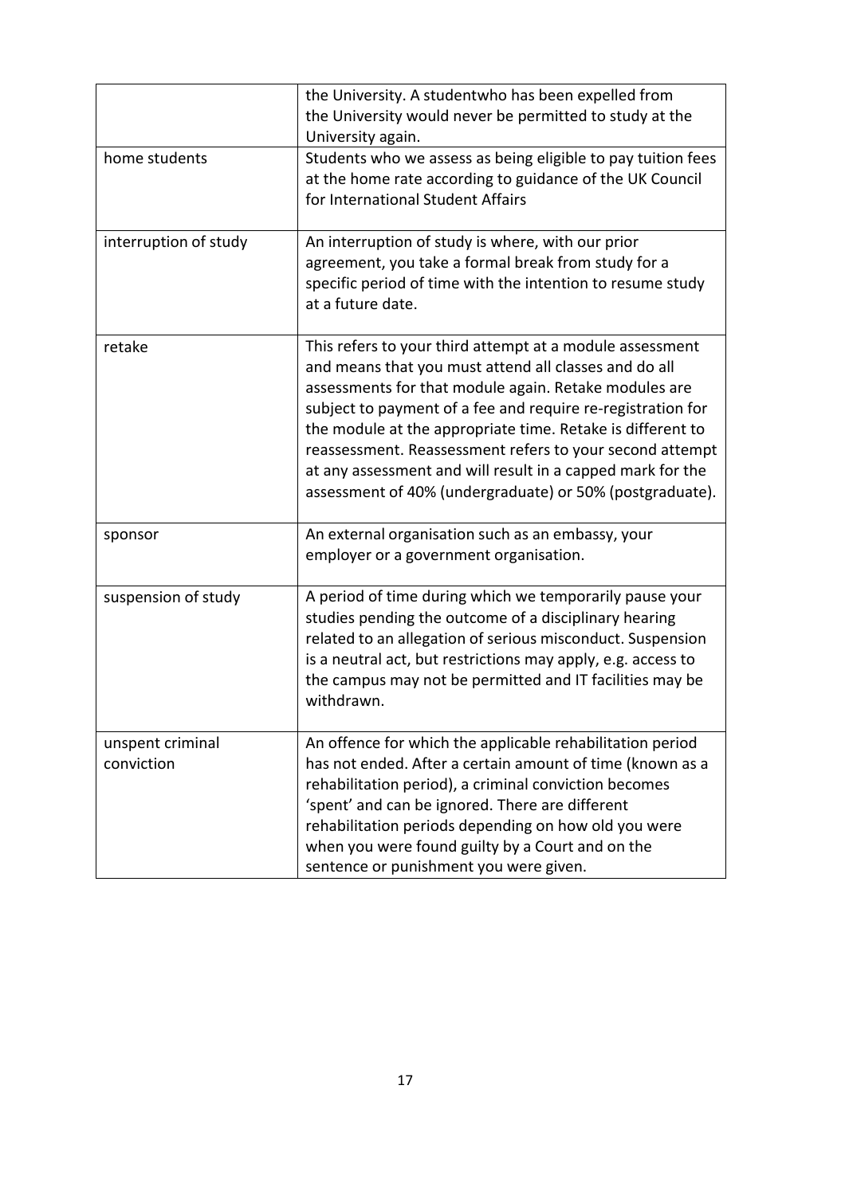| | |
|---|---|
| | the University. A studentwho has been expelled from the University would never be permitted to study at the University again. |
| home students | Students who we assess as being eligible to pay tuition fees at the home rate according to guidance of the UK Council for International Student Affairs |
| interruption of study | An interruption of study is where, with our prior agreement, you take a formal break from study for a specific period of time with the intention to resume study at a future date. |
| retake | This refers to your third attempt at a module assessment and means that you must attend all classes and do all assessments for that module again. Retake modules are subject to payment of a fee and require re-registration for the module at the appropriate time. Retake is different to reassessment. Reassessment refers to your second attempt at any assessment and will result in a capped mark for the assessment of 40% (undergraduate) or 50% (postgraduate). |
| sponsor | An external organisation such as an embassy, your employer or a government organisation. |
| suspension of study | A period of time during which we temporarily pause your studies pending the outcome of a disciplinary hearing related to an allegation of serious misconduct. Suspension is a neutral act, but restrictions may apply, e.g. access to the campus may not be permitted and IT facilities may be withdrawn. |
| unspent criminal conviction | An offence for which the applicable rehabilitation period has not ended. After a certain amount of time (known as a rehabilitation period), a criminal conviction becomes 'spent' and can be ignored. There are different rehabilitation periods depending on how old you were when you were found guilty by a Court and on the sentence or punishment you were given. |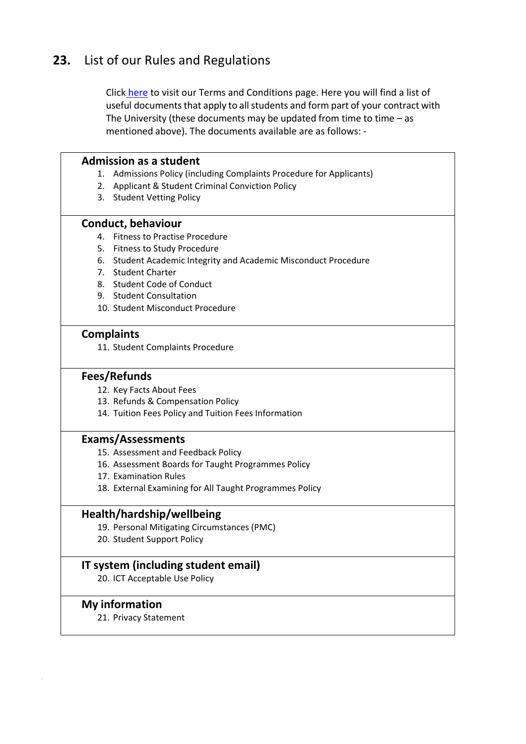## 23. List of our Rules and Regulations

Click here to visit our Terms and Conditions page. Here you will find a list of useful documents that apply to all students and form part of your contract with The University (these documents may be updated from time to time – as mentioned above). The documents available are as follows: -

**Admission as a student**

1. Admissions Policy (including Complaints Procedure for Applicants)
2. Applicant & Student Criminal Conviction Policy
3. Student Vetting Policy

**Conduct, behaviour**

4. Fitness to Practise Procedure
5. Fitness to Study Procedure
6. Student Academic Integrity and Academic Misconduct Procedure
7. Student Charter
8. Student Code of Conduct
9. Student Consultation
10. Student Misconduct Procedure

**Complaints**

11. Student Complaints Procedure

**Fees/Refunds**

12. Key Facts About Fees
13. Refunds & Compensation Policy
14. Tuition Fees Policy and Tuition Fees Information

**Exams/Assessments**

15. Assessment and Feedback Policy
16. Assessment Boards for Taught Programmes Policy
17. Examination Rules
18. External Examining for All Taught Programmes Policy

**Health/hardship/wellbeing**

19. Personal Mitigating Circumstances (PMC)
20. Student Support Policy

**IT system (including student email)**

20. ICT Acceptable Use Policy

**My information**

21. Privacy Statement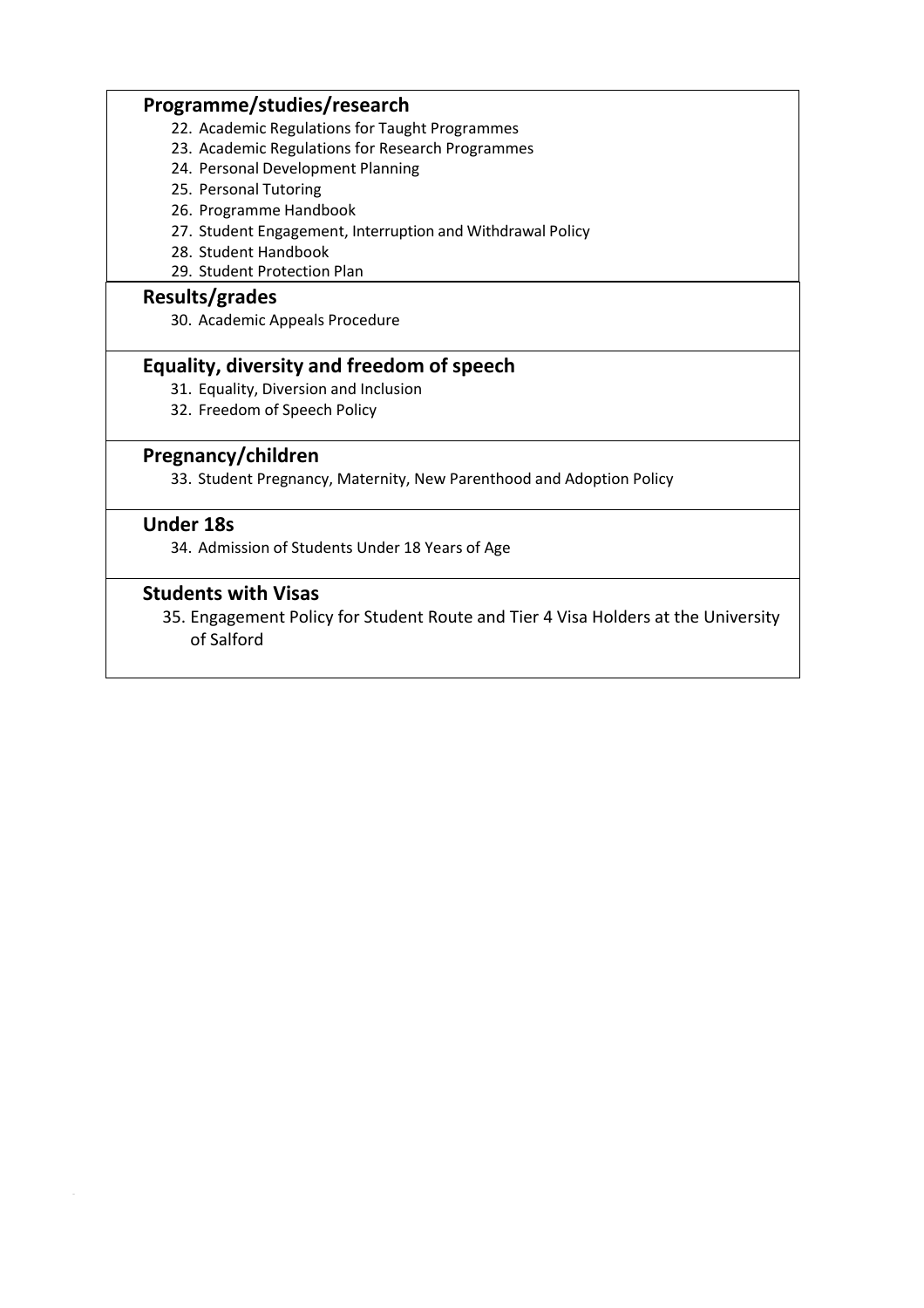## Programme/studies/research

22. Academic Regulations for Taught Programmes
23. Academic Regulations for Research Programmes
24. Personal Development Planning
25. Personal Tutoring
26. Programme Handbook
27. Student Engagement, Interruption and Withdrawal Policy
28. Student Handbook
29. Student Protection Plan

## Results/grades

30. Academic Appeals Procedure

## Equality, diversity and freedom of speech

31. Equality, Diversion and Inclusion
32. Freedom of Speech Policy

## Pregnancy/children

33. Student Pregnancy, Maternity, New Parenthood and Adoption Policy

## Under 18s

34. Admission of Students Under 18 Years of Age

## Students with Visas

35. Engagement Policy for Student Route and Tier 4 Visa Holders at the University of Salford